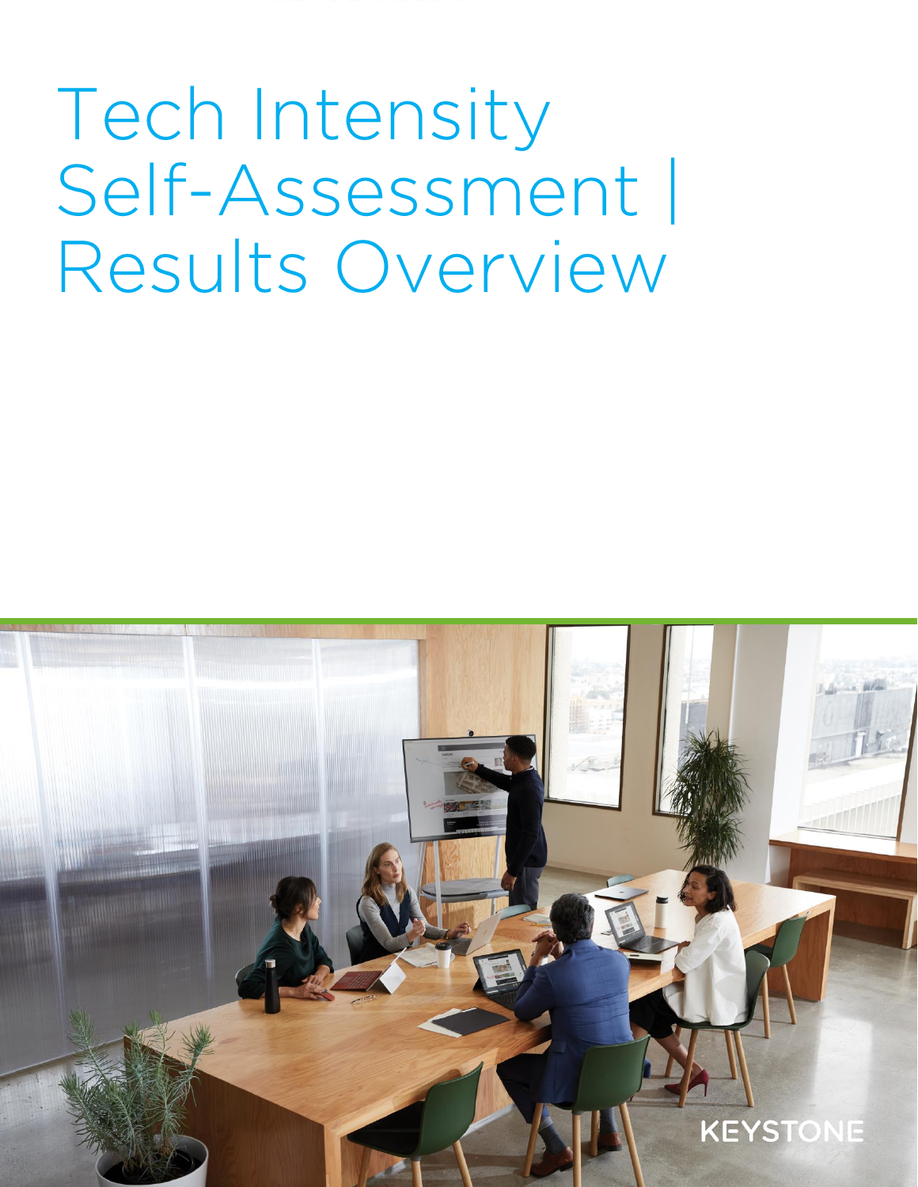# Tech Intensity Self-Assessment | Results Overview

KEYSTONE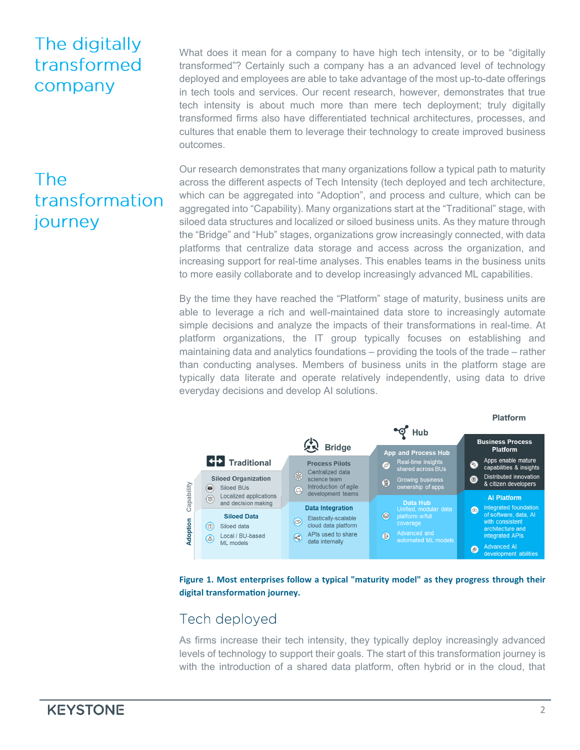# The digitally transformed company

What does it mean for a company to have high tech intensity, or to be "digitally transformed"? Certainly such a company has a an advanced level of technology deployed and employees are able to take advantage of the most up-to-date offerings in tech tools and services. Our recent research, however, demonstrates that true tech intensity is about much more than mere tech deployment; truly digitally transformed firms also have differentiated technical architectures, processes, and cultures that enable them to leverage their technology to create improved business outcomes.

# The transformation journey

Our research demonstrates that many organizations follow a typical path to maturity across the different aspects of Tech Intensity (tech deployed and tech architecture, which can be aggregated into "Adoption", and process and culture, which can be aggregated into "Capability). Many organizations start at the "Traditional" stage, with siloed data structures and localized or siloed business units. As they mature through the "Bridge" and "Hub" stages, organizations grow increasingly connected, with data platforms that centralize data storage and access across the organization, and increasing support for real-time analyses. This enables teams in the business units to more easily collaborate and to develop increasingly advanced ML capabilities.

By the time they have reached the "Platform" stage of maturity, business units are able to leverage a rich and well-maintained data store to increasingly automate simple decisions and analyze the impacts of their transformations in real-time. At platform organizations, the IT group typically focuses on establishing and maintaining data and analytics foundations – providing the tools of the trade – rather than conducting analyses. Members of business units in the platform stage are typically data literate and operate relatively independently, using data to drive everyday decisions and develop AI solutions.

| | Traditional | Bridge | Hub | Platform |
|---|---|---|---|---|
| Capability | **Siloed Organization**<br>Siloed BUs<br>Localized applications and decision making | **Process Pilots**<br>Centralized data science team<br>Introduction of agile development teams | **App and Process Hub**<br>Real-time insights shared across BUs<br>Growing business ownership of apps | **Business Process Platform**<br>Apps enable mature capabilities & insights<br>Distributed innovation & citizen developers |
| Adoption | **Siloed Data**<br>Siloed data<br>Local / BU-based ML models | **Data Integration**<br>Elastically-scalable cloud data platform<br>APIs used to share data internally | **Data Hub**<br>Unified, modular data platform w/full coverage<br>Advanced and automated ML models | **AI Platform**<br>Integrated foundation of software, data, AI with consistent architecture and integrated APIs<br>Advanced AI development abilities |

**Figure 1. Most enterprises follow a typical "maturity model" as they progress through their digital transformation journey.**

## Tech deployed

As firms increase their tech intensity, they typically deploy increasingly advanced levels of technology to support their goals. The start of this transformation journey is with the introduction of a shared data platform, often hybrid or in the cloud, that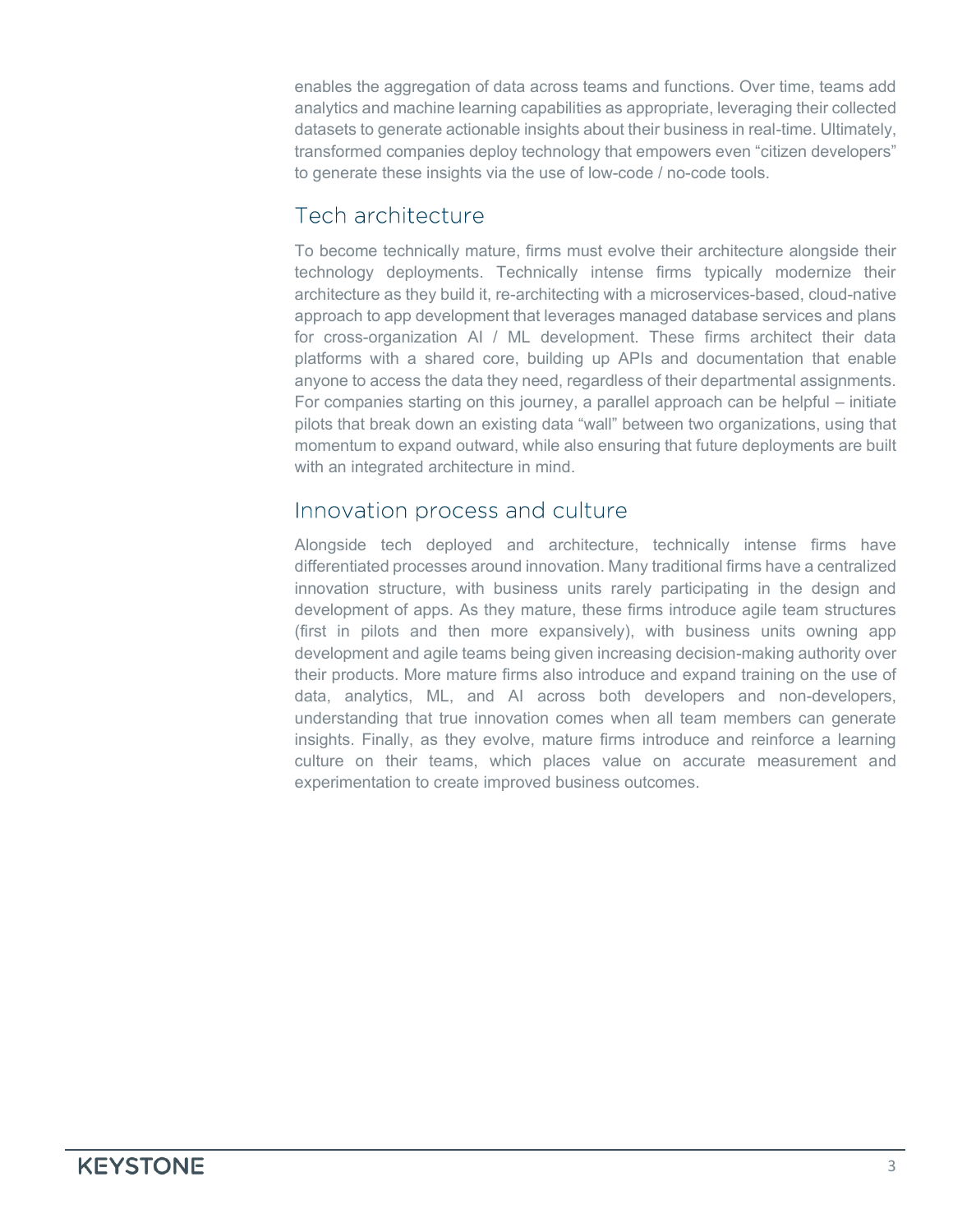enables the aggregation of data across teams and functions. Over time, teams add analytics and machine learning capabilities as appropriate, leveraging their collected datasets to generate actionable insights about their business in real-time. Ultimately, transformed companies deploy technology that empowers even "citizen developers" to generate these insights via the use of low-code / no-code tools.

## Tech architecture

To become technically mature, firms must evolve their architecture alongside their technology deployments. Technically intense firms typically modernize their architecture as they build it, re-architecting with a microservices-based, cloud-native approach to app development that leverages managed database services and plans for cross-organization AI / ML development. These firms architect their data platforms with a shared core, building up APIs and documentation that enable anyone to access the data they need, regardless of their departmental assignments. For companies starting on this journey, a parallel approach can be helpful – initiate pilots that break down an existing data "wall" between two organizations, using that momentum to expand outward, while also ensuring that future deployments are built with an integrated architecture in mind.

## Innovation process and culture

Alongside tech deployed and architecture, technically intense firms have differentiated processes around innovation. Many traditional firms have a centralized innovation structure, with business units rarely participating in the design and development of apps. As they mature, these firms introduce agile team structures (first in pilots and then more expansively), with business units owning app development and agile teams being given increasing decision-making authority over their products. More mature firms also introduce and expand training on the use of data, analytics, ML, and AI across both developers and non-developers, understanding that true innovation comes when all team members can generate insights. Finally, as they evolve, mature firms introduce and reinforce a learning culture on their teams, which places value on accurate measurement and experimentation to create improved business outcomes.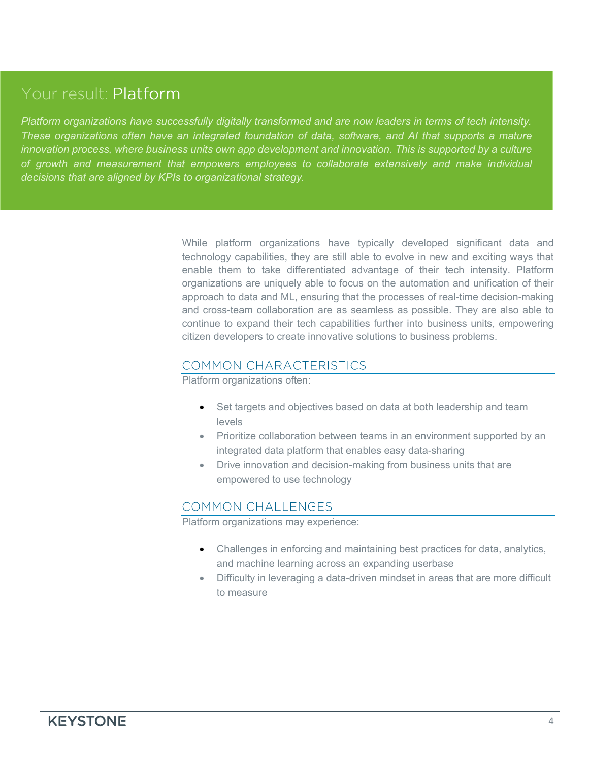# Your result: Platform

*Platform organizations have successfully digitally transformed and are now leaders in terms of tech intensity. These organizations often have an integrated foundation of data, software, and AI that supports a mature innovation process, where business units own app development and innovation. This is supported by a culture of growth and measurement that empowers employees to collaborate extensively and make individual decisions that are aligned by KPIs to organizational strategy.*

While platform organizations have typically developed significant data and technology capabilities, they are still able to evolve in new and exciting ways that enable them to take differentiated advantage of their tech intensity. Platform organizations are uniquely able to focus on the automation and unification of their approach to data and ML, ensuring that the processes of real-time decision-making and cross-team collaboration are as seamless as possible. They are also able to continue to expand their tech capabilities further into business units, empowering citizen developers to create innovative solutions to business problems.

## COMMON CHARACTERISTICS

Platform organizations often:

- Set targets and objectives based on data at both leadership and team levels
- Prioritize collaboration between teams in an environment supported by an integrated data platform that enables easy data-sharing
- Drive innovation and decision-making from business units that are empowered to use technology

## COMMON CHALLENGES

Platform organizations may experience:

- Challenges in enforcing and maintaining best practices for data, analytics, and machine learning across an expanding userbase
- Difficulty in leveraging a data-driven mindset in areas that are more difficult to measure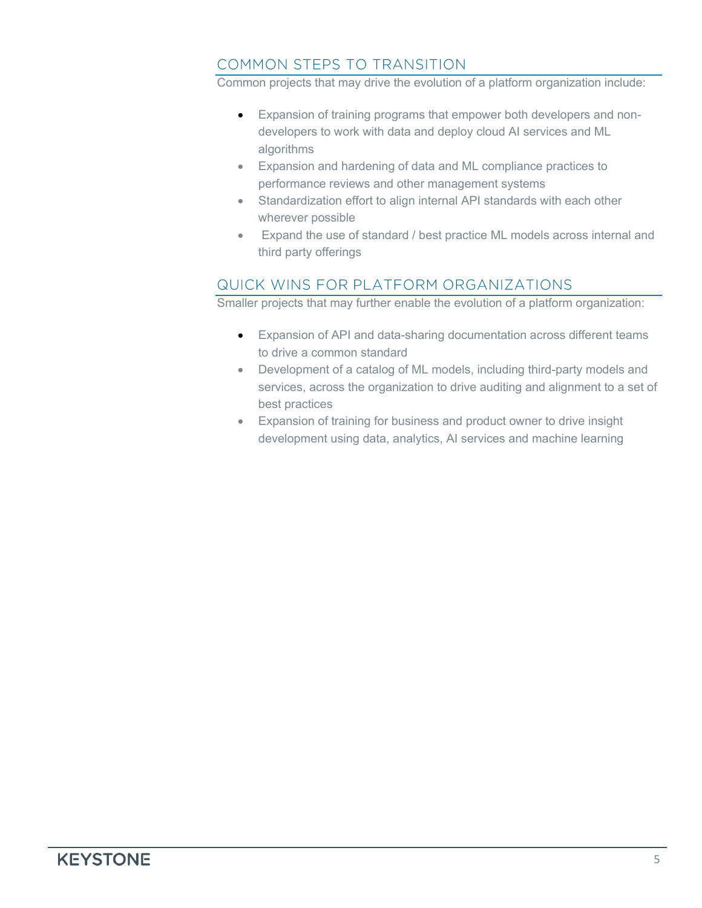## COMMON STEPS TO TRANSITION

Common projects that may drive the evolution of a platform organization include:

- Expansion of training programs that empower both developers and non-developers to work with data and deploy cloud AI services and ML algorithms
- Expansion and hardening of data and ML compliance practices to performance reviews and other management systems
- Standardization effort to align internal API standards with each other wherever possible
- Expand the use of standard / best practice ML models across internal and third party offerings

## QUICK WINS FOR PLATFORM ORGANIZATIONS

Smaller projects that may further enable the evolution of a platform organization:

- Expansion of API and data-sharing documentation across different teams to drive a common standard
- Development of a catalog of ML models, including third-party models and services, across the organization to drive auditing and alignment to a set of best practices
- Expansion of training for business and product owner to drive insight development using data, analytics, AI services and machine learning